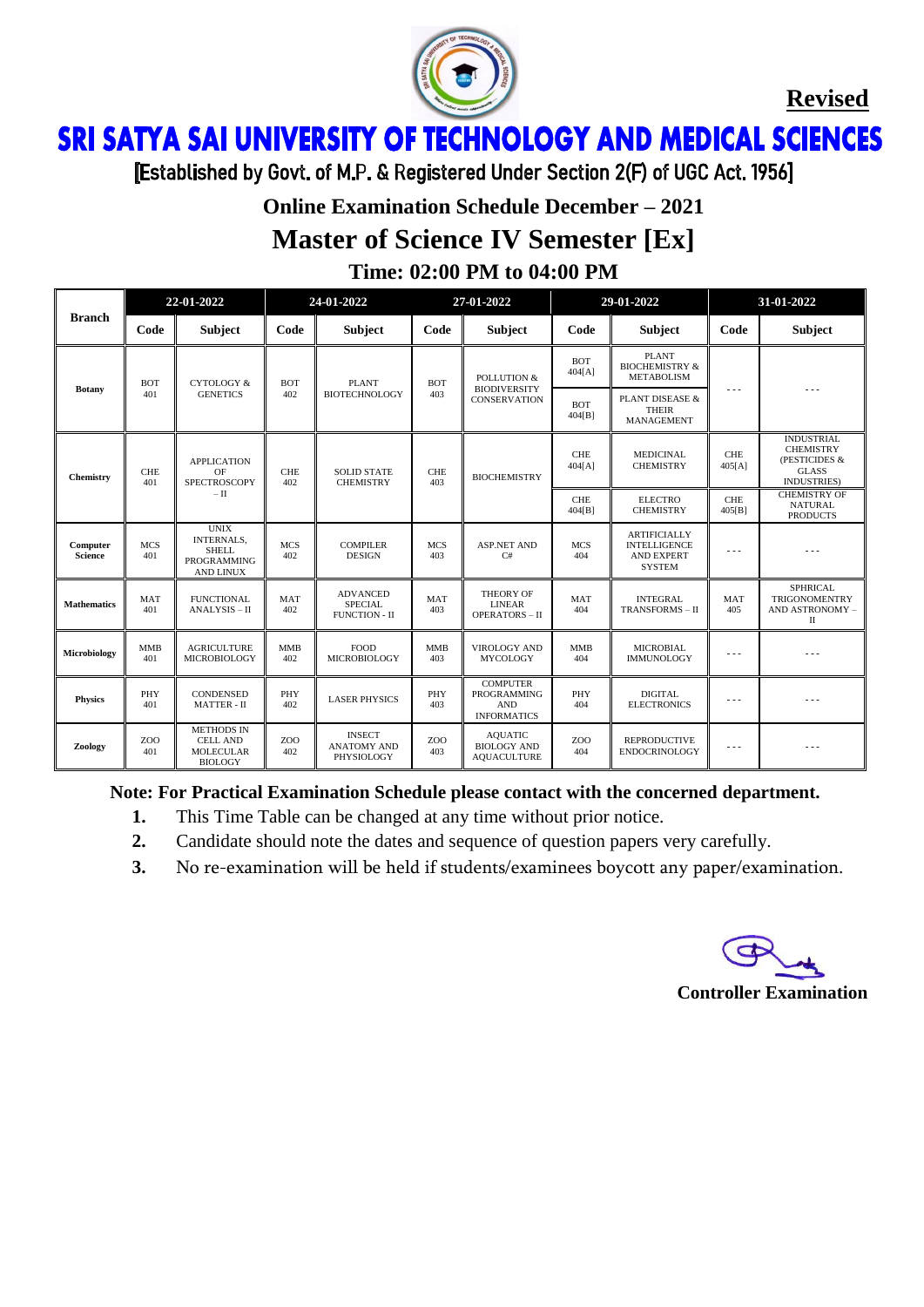**Revised**

# SRI SATYA SAI UNIVERSITY OF TECHNOLOGY AND MEDICAL SCIENCES

[Established by Govt. of M.P. & Registered Under Section 2(F) of UGC Act. 1956]

## Online Examination Schedule December – 2021

## Master of Science IV Semester [Ex]

### Time: 02:00 PM to 04:00 PM

| Branch | 22-01-2022 | | 24-01-2022 | | 27-01-2022 | | 29-01-2022 | | 31-01-2022 | |
|---|---|---|---|---|---|---|---|---|---|---|
| | Code | Subject | Code | Subject | Code | Subject | Code | Subject | Code | Subject |
| Botany | BOT 401 | CYTOLOGY & GENETICS | BOT 402 | PLANT BIOTECHNOLOGY | BOT 403 | POLLUTION & BIODIVERSITY CONSERVATION | BOT 404[A] | PLANT BIOCHEMISTRY & METABOLISM | - - - | - - - |
| | | | | | | | BOT 404[B] | PLANT DISEASE & THEIR MANAGEMENT | | |
| Chemistry | CHE 401 | APPLICATION OF SPECTROSCOPY – II | CHE 402 | SOLID STATE CHEMISTRY | CHE 403 | BIOCHEMISTRY | CHE 404[A] | MEDICINAL CHEMISTRY | CHE 405[A] | INDUSTRIAL CHEMISTRY (PESTICIDES & GLASS INDUSTRIES) |
| | | | | | | | CHE 404[B] | ELECTRO CHEMISTRY | CHE 405[B] | CHEMISTRY OF NATURAL PRODUCTS |
| Computer Science | MCS 401 | UNIX INTERNALS, SHELL PROGRAMMING AND LINUX | MCS 402 | COMPILER DESIGN | MCS 403 | ASP.NET AND C# | MCS 404 | ARTIFICIALLY INTELLIGENCE AND EXPERT SYSTEM | - - - | - - - |
| Mathematics | MAT 401 | FUNCTIONAL ANALYSIS – II | MAT 402 | ADVANCED SPECIAL FUNCTION - II | MAT 403 | THEORY OF LINEAR OPERATORS – II | MAT 404 | INTEGRAL TRANSFORMS – II | MAT 405 | SPHRICAL TRIGONOMENTRY AND ASTRONOMY – II |
| Microbiology | MMB 401 | AGRICULTURE MICROBIOLOGY | MMB 402 | FOOD MICROBIOLOGY | MMB 403 | VIROLOGY AND MYCOLOGY | MMB 404 | MICROBIAL IMMUNOLOGY | - - - | - - - |
| Physics | PHY 401 | CONDENSED MATTER - II | PHY 402 | LASER PHYSICS | PHY 403 | COMPUTER PROGRAMMING AND INFORMATICS | PHY 404 | DIGITAL ELECTRONICS | - - - | - - - |
| Zoology | ZOO 401 | METHODS IN CELL AND MOLECULAR BIOLOGY | ZOO 402 | INSECT ANATOMY AND PHYSIOLOGY | ZOO 403 | AQUATIC BIOLOGY AND AQUACULTURE | ZOO 404 | REPRODUCTIVE ENDOCRINOLOGY | - - - | - - - |

**Note: For Practical Examination Schedule please contact with the concerned department.**

1. This Time Table can be changed at any time without prior notice.
2. Candidate should note the dates and sequence of question papers very carefully.
3. No re-examination will be held if students/examinees boycott any paper/examination.

**Controller Examination**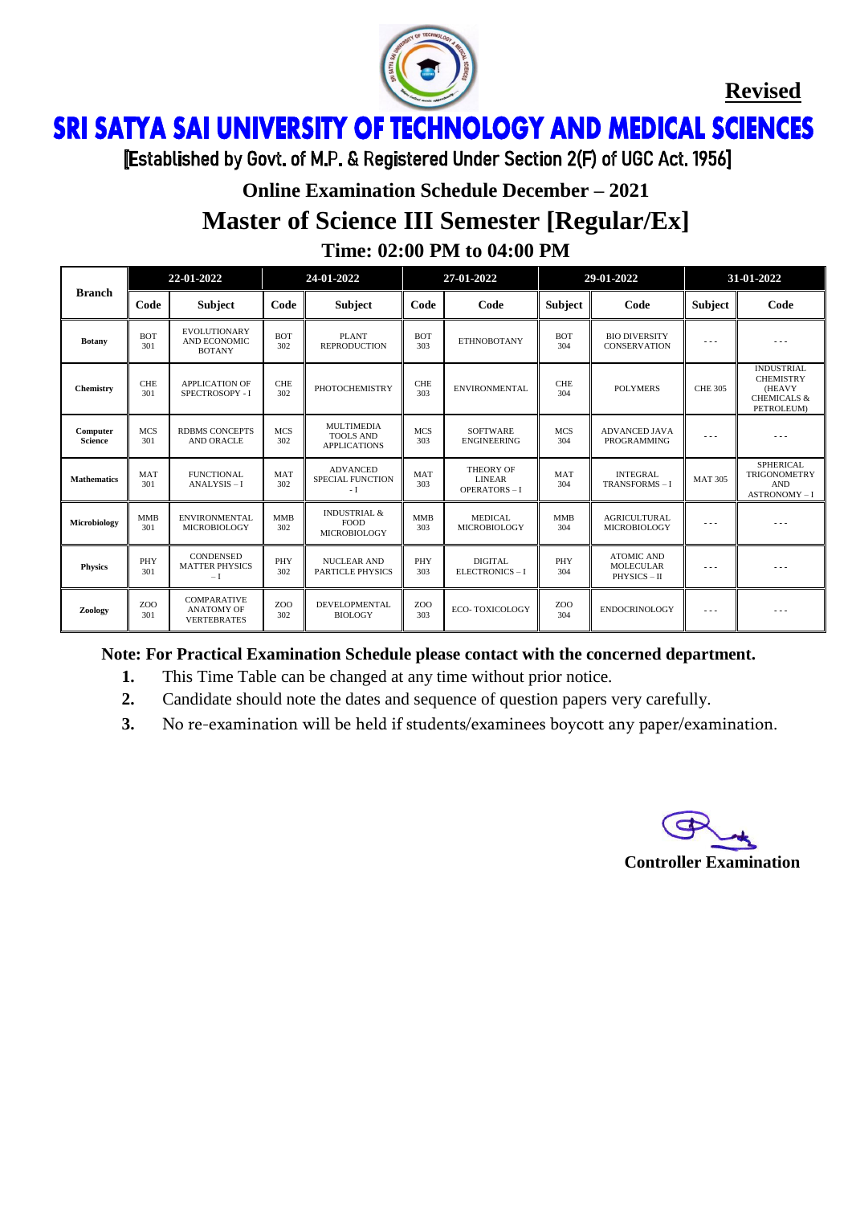**Revised**

# SRI SATYA SAI UNIVERSITY OF TECHNOLOGY AND MEDICAL SCIENCES

[Established by Govt. of M.P. & Registered Under Section 2(F) of UGC Act. 1956]

**Online Examination Schedule December – 2021**

## Master of Science III Semester [Regular/Ex]

**Time: 02:00 PM to 04:00 PM**

| Branch | 22-01-2022 | | 24-01-2022 | | 27-01-2022 | | 29-01-2022 | | 31-01-2022 | |
|---|---|---|---|---|---|---|---|---|---|---|
| | Code | Subject | Code | Subject | Code | Code | Subject | Code | Subject | Code |
| **Botany** | BOT 301 | EVOLUTIONARY AND ECONOMIC BOTANY | BOT 302 | PLANT REPRODUCTION | BOT 303 | ETHNOBOTANY | BOT 304 | BIO DIVERSITY CONSERVATION | --- | --- |
| **Chemistry** | CHE 301 | APPLICATION OF SPECTROSOPY - I | CHE 302 | PHOTOCHEMISTRY | CHE 303 | ENVIRONMENTAL | CHE 304 | POLYMERS | CHE 305 | INDUSTRIAL CHEMISTRY (HEAVY CHEMICALS & PETROLEUM) |
| **Computer Science** | MCS 301 | RDBMS CONCEPTS AND ORACLE | MCS 302 | MULTIMEDIA TOOLS AND APPLICATIONS | MCS 303 | SOFTWARE ENGINEERING | MCS 304 | ADVANCED JAVA PROGRAMMING | --- | --- |
| **Mathematics** | MAT 301 | FUNCTIONAL ANALYSIS – I | MAT 302 | ADVANCED SPECIAL FUNCTION - I | MAT 303 | THEORY OF LINEAR OPERATORS – I | MAT 304 | INTEGRAL TRANSFORMS – I | MAT 305 | SPHERICAL TRIGONOMETRY AND ASTRONOMY – I |
| **Microbiology** | MMB 301 | ENVIRONMENTAL MICROBIOLOGY | MMB 302 | INDUSTRIAL & FOOD MICROBIOLOGY | MMB 303 | MEDICAL MICROBIOLOGY | MMB 304 | AGRICULTURAL MICROBIOLOGY | --- | --- |
| **Physics** | PHY 301 | CONDENSED MATTER PHYSICS – I | PHY 302 | NUCLEAR AND PARTICLE PHYSICS | PHY 303 | DIGITAL ELECTRONICS – I | PHY 304 | ATOMIC AND MOLECULAR PHYSICS – II | --- | --- |
| **Zoology** | ZOO 301 | COMPARATIVE ANATOMY OF VERTEBRATES | ZOO 302 | DEVELOPMENTAL BIOLOGY | ZOO 303 | ECO- TOXICOLOGY | ZOO 304 | ENDOCRINOLOGY | --- | --- |

**Note: For Practical Examination Schedule please contact with the concerned department.**

1. This Time Table can be changed at any time without prior notice.
2. Candidate should note the dates and sequence of question papers very carefully.
3. No re-examination will be held if students/examinees boycott any paper/examination.

**Controller Examination**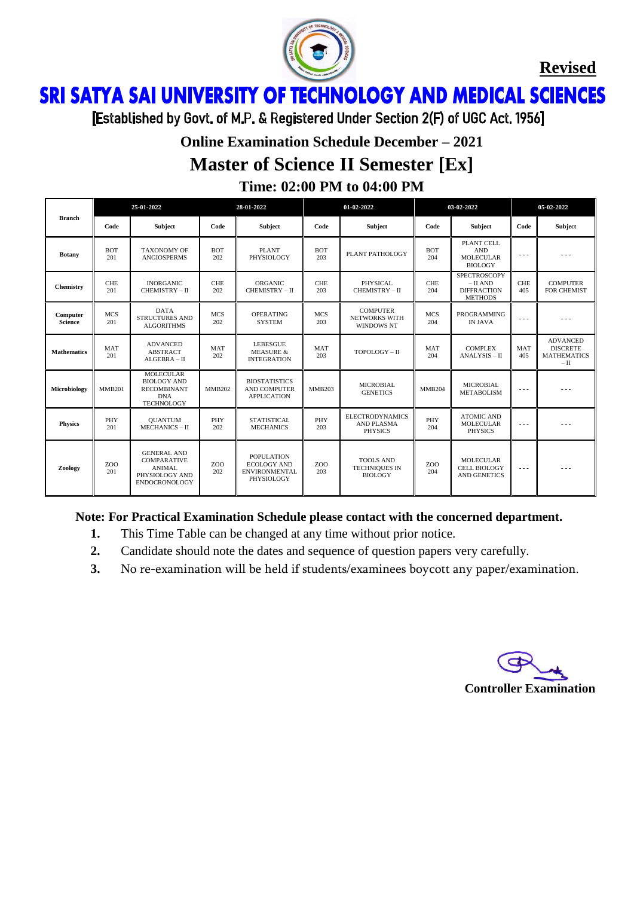**Revised**

# SRI SATYA SAI UNIVERSITY OF TECHNOLOGY AND MEDICAL SCIENCES

[Established by Govt. of M.P. & Registered Under Section 2(F) of UGC Act. 1956]

## Online Examination Schedule December – 2021

## Master of Science II Semester [Ex]

## Time: 02:00 PM to 04:00 PM

| Branch | 25-01-2022 | | 28-01-2022 | | 01-02-2022 | | 03-02-2022 | | 05-02-2022 | |
|---|---|---|---|---|---|---|---|---|---|---|
| | Code | Subject | Code | Subject | Code | Subject | Code | Subject | Code | Subject |
| Botany | BOT 201 | TAXONOMY OF ANGIOSPERMS | BOT 202 | PLANT PHYSIOLOGY | BOT 203 | PLANT PATHOLOGY | BOT 204 | PLANT CELL AND MOLECULAR BIOLOGY | --- | --- |
| Chemistry | CHE 201 | INORGANIC CHEMISTRY – II | CHE 202 | ORGANIC CHEMISTRY – II | CHE 203 | PHYSICAL CHEMISTRY – II | CHE 204 | SPECTROSCOPY – II AND DIFFRACTION METHODS | CHE 405 | COMPUTER FOR CHEMIST |
| Computer Science | MCS 201 | DATA STRUCTURES AND ALGORITHMS | MCS 202 | OPERATING SYSTEM | MCS 203 | COMPUTER NETWORKS WITH WINDOWS NT | MCS 204 | PROGRAMMING IN JAVA | --- | --- |
| Mathematics | MAT 201 | ADVANCED ABSTRACT ALGEBRA – II | MAT 202 | LEBESGUE MEASURE & INTEGRATION | MAT 203 | TOPOLOGY – II | MAT 204 | COMPLEX ANALYSIS – II | MAT 405 | ADVANCED DISCRETE MATHEMATICS – II |
| Microbiology | MMB201 | MOLECULAR BIOLOGY AND RECOMBINANT DNA TECHNOLOGY | MMB202 | BIOSTATISTICS AND COMPUTER APPLICATION | MMB203 | MICROBIAL GENETICS | MMB204 | MICROBIAL METABOLISM | --- | --- |
| Physics | PHY 201 | QUANTUM MECHANICS – II | PHY 202 | STATISTICAL MECHANICS | PHY 203 | ELECTRODYNAMICS AND PLASMA PHYSICS | PHY 204 | ATOMIC AND MOLECULAR PHYSICS | --- | --- |
| Zoology | ZOO 201 | GENERAL AND COMPARATIVE ANIMAL PHYSIOLOGY AND ENDOCRONOLOGY | ZOO 202 | POPULATION ECOLOGY AND ENVIRONMENTAL PHYSIOLOGY | ZOO 203 | TOOLS AND TECHNIQUES IN BIOLOGY | ZOO 204 | MOLECULAR CELL BIOLOGY AND GENETICS | --- | --- |

**Note: For Practical Examination Schedule please contact with the concerned department.**

1. This Time Table can be changed at any time without prior notice.
2. Candidate should note the dates and sequence of question papers very carefully.
3. No re-examination will be held if students/examinees boycott any paper/examination.

**Controller Examination**